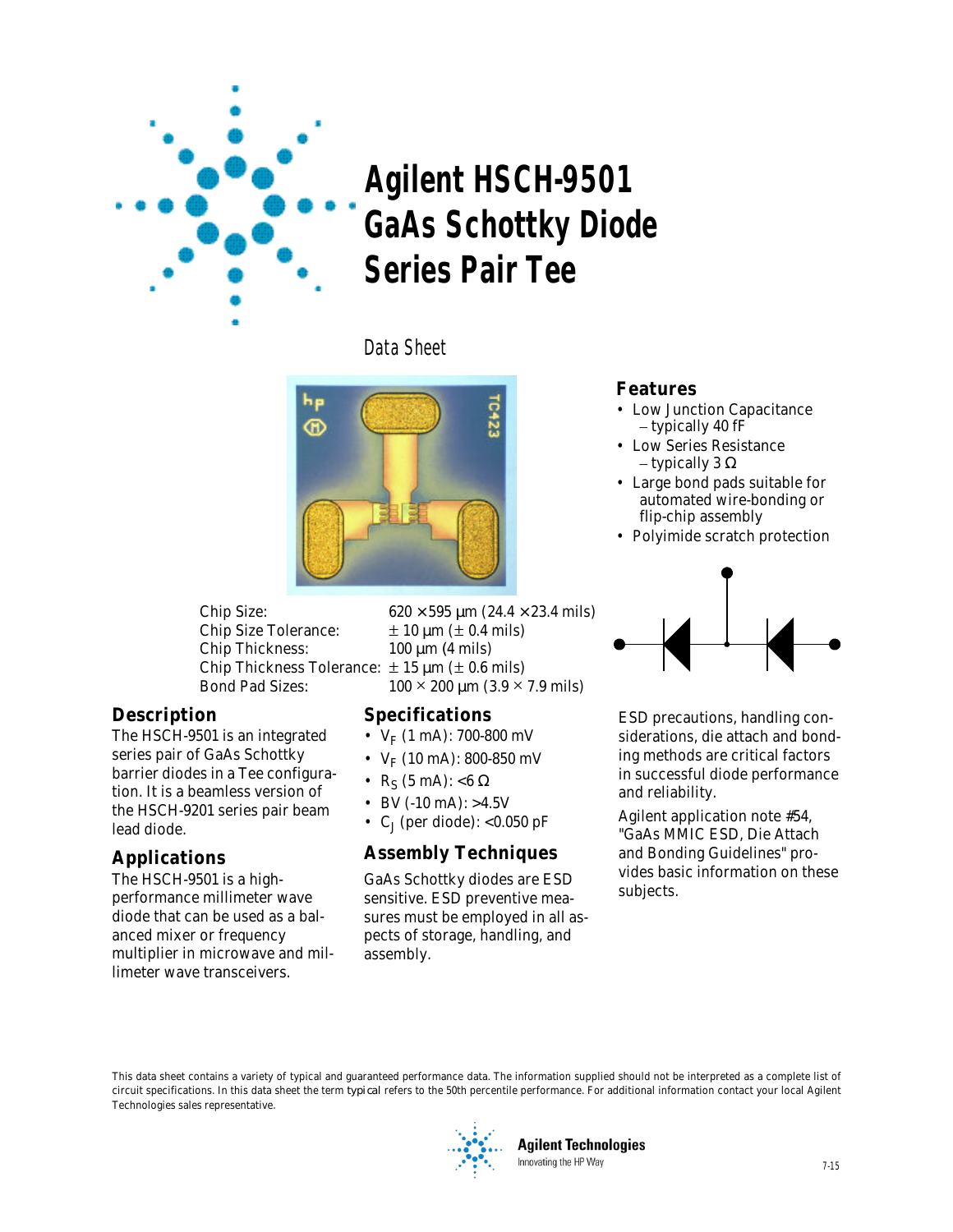# Agilent HSCH-9501 GaAs Schottky Diode Series Pair Tee

Data Sheet

## Features

- Low Junction Capacitance
  – typically 40 fF
- Low Series Resistance
  – typically 3 Ω
- Large bond pads suitable for automated wire-bonding or flip-chip assembly
- Polyimide scratch protection

| | |
|---|---|
| Chip Size: | 620 × 595 µm (24.4 × 23.4 mils) |
| Chip Size Tolerance: | ± 10 µm (± 0.4 mils) |
| Chip Thickness: | 100 µm (4 mils) |
| Chip Thickness Tolerance: | ± 15 µm (± 0.6 mils) |
| Bond Pad Sizes: | 100 × 200 µm (3.9 × 7.9 mils) |

## Description

The HSCH-9501 is an integrated series pair of GaAs Schottky barrier diodes in a Tee configuration. It is a beamless version of the HSCH-9201 series pair beam lead diode.

## Applications

The HSCH-9501 is a high-performance millimeter wave diode that can be used as a balanced mixer or frequency multiplier in microwave and millimeter wave transceivers.

## Specifications

- $V_F$ (1 mA): 700-800 mV
- $V_F$ (10 mA): 800-850 mV
- $R_S$ (5 mA): <6 Ω
- BV (-10 mA): >4.5V
- $C_J$ (per diode): <0.050 pF

## Assembly Techniques

GaAs Schottky diodes are ESD sensitive. ESD preventive measures must be employed in all aspects of storage, handling, and assembly.

ESD precautions, handling considerations, die attach and bonding methods are critical factors in successful diode performance and reliability.

Agilent application note #54, "GaAs MMIC ESD, Die Attach and Bonding Guidelines" provides basic information on these subjects.

This data sheet contains a variety of typical and guaranteed performance data. The information supplied should not be interpreted as a complete list of circuit specifications. In this data sheet the term *typical* refers to the 50th percentile performance. For additional information contact your local Agilent Technologies sales representative.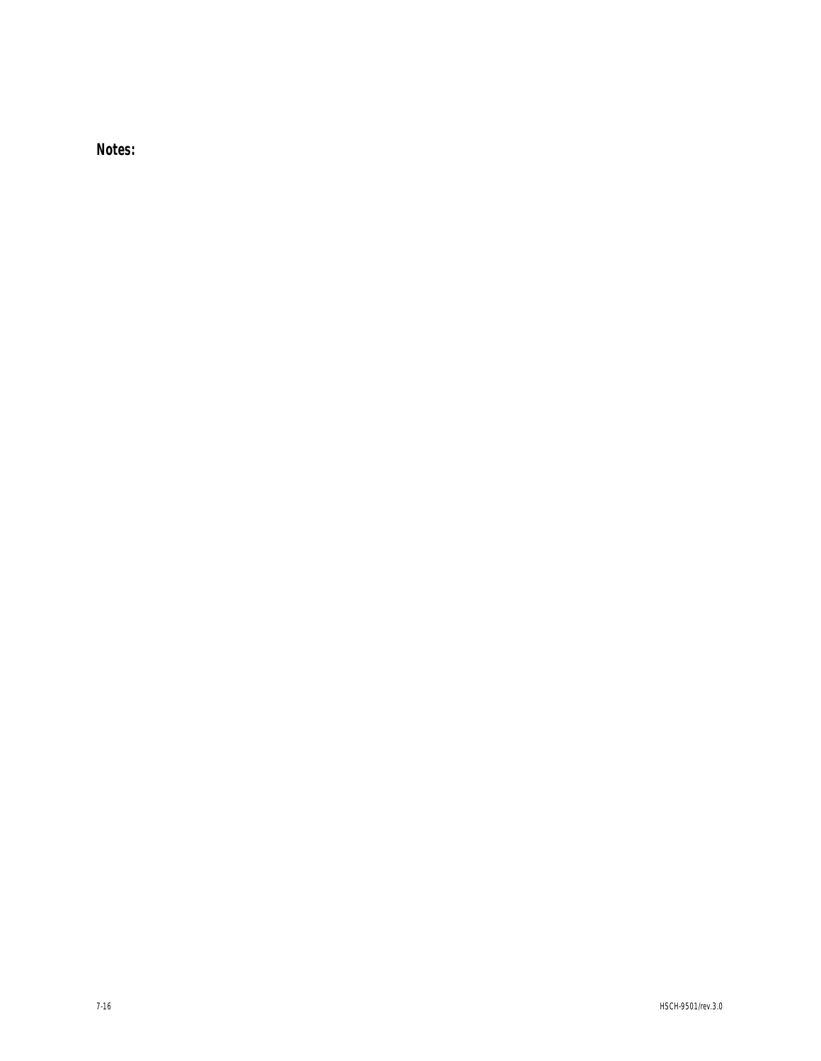**Notes:**